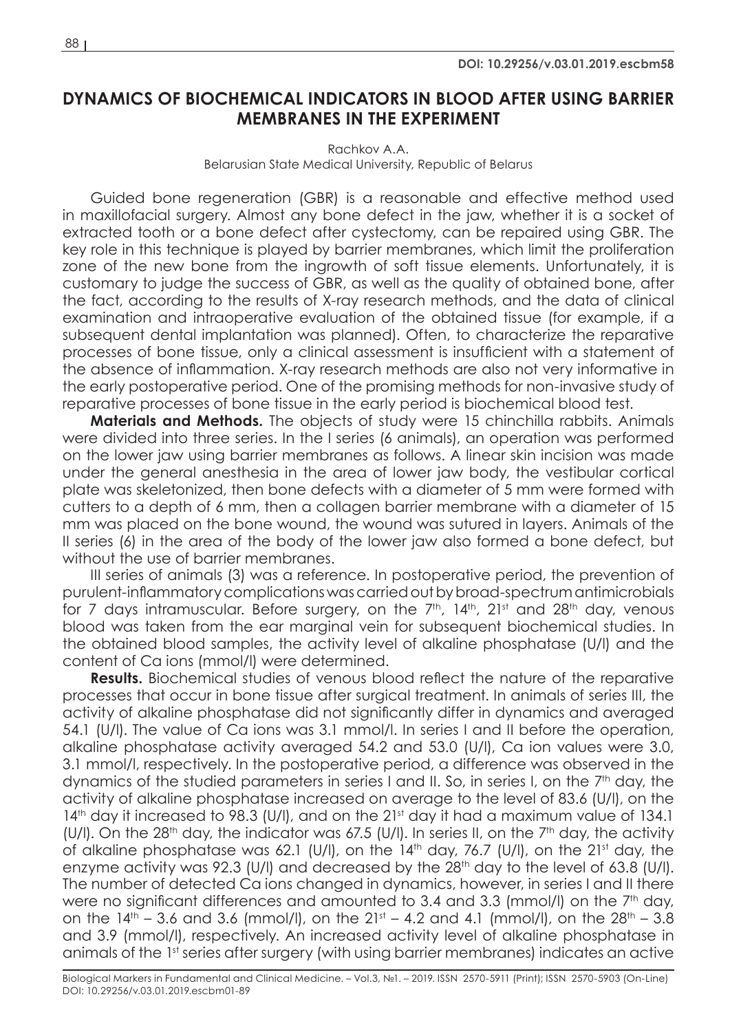**DOI: 10.29256/v.03.01.2019.escbm58**

# DYNAMICS OF BIOCHEMICAL INDICATORS IN BLOOD AFTER USING BARRIER MEMBRANES IN THE EXPERIMENT

Rachkov A.A.
Belarusian State Medical University, Republic of Belarus

Guided bone regeneration (GBR) is a reasonable and effective method used in maxillofacial surgery. Almost any bone defect in the jaw, whether it is a socket of extracted tooth or a bone defect after cystectomy, can be repaired using GBR. The key role in this technique is played by barrier membranes, which limit the proliferation zone of the new bone from the ingrowth of soft tissue elements. Unfortunately, it is customary to judge the success of GBR, as well as the quality of obtained bone, after the fact, according to the results of X-ray research methods, and the data of clinical examination and intraoperative evaluation of the obtained tissue (for example, if a subsequent dental implantation was planned). Often, to characterize the reparative processes of bone tissue, only a clinical assessment is insufficient with a statement of the absence of inflammation. X-ray research methods are also not very informative in the early postoperative period. One of the promising methods for non-invasive study of reparative processes of bone tissue in the early period is biochemical blood test.

**Materials and Methods.** The objects of study were 15 chinchilla rabbits. Animals were divided into three series. In the I series (6 animals), an operation was performed on the lower jaw using barrier membranes as follows. A linear skin incision was made under the general anesthesia in the area of lower jaw body, the vestibular cortical plate was skeletonized, then bone defects with a diameter of 5 mm were formed with cutters to a depth of 6 mm, then a collagen barrier membrane with a diameter of 15 mm was placed on the bone wound, the wound was sutured in layers. Animals of the II series (6) in the area of the body of the lower jaw also formed a bone defect, but without the use of barrier membranes.

III series of animals (3) was a reference. In postoperative period, the prevention of purulent-inflammatory complications was carried out by broad-spectrum antimicrobials for 7 days intramuscular. Before surgery, on the 7[th], 14[th], 21[st] and 28[th] day, venous blood was taken from the ear marginal vein for subsequent biochemical studies. In the obtained blood samples, the activity level of alkaline phosphatase (U/l) and the content of Ca ions (mmol/l) were determined.

**Results.** Biochemical studies of venous blood reflect the nature of the reparative processes that occur in bone tissue after surgical treatment. In animals of series III, the activity of alkaline phosphatase did not significantly differ in dynamics and averaged 54.1 (U/l). The value of Ca ions was 3.1 mmol/l. In series I and II before the operation, alkaline phosphatase activity averaged 54.2 and 53.0 (U/l), Ca ion values were 3.0, 3.1 mmol/l, respectively. In the postoperative period, a difference was observed in the dynamics of the studied parameters in series I and II. So, in series I, on the 7[th] day, the activity of alkaline phosphatase increased on average to the level of 83.6 (U/l), on the 14[th] day it increased to 98.3 (U/l), and on the 21[st] day it had a maximum value of 134.1 (U/l). On the 28[th] day, the indicator was 67.5 (U/l). In series II, on the 7[th] day, the activity of alkaline phosphatase was 62.1 (U/l), on the 14[th] day, 76.7 (U/l), on the 21[st] day, the enzyme activity was 92.3 (U/l) and decreased by the 28[th] day to the level of 63.8 (U/l). The number of detected Ca ions changed in dynamics, however, in series I and II there were no significant differences and amounted to 3.4 and 3.3 (mmol/l) on the 7[th] day, on the 14[th] – 3.6 and 3.6 (mmol/l), on the 21[st] – 4.2 and 4.1 (mmol/l), on the 28[th] – 3.8 and 3.9 (mmol/l), respectively. An increased activity level of alkaline phosphatase in animals of the 1[st] series after surgery (with using barrier membranes) indicates an active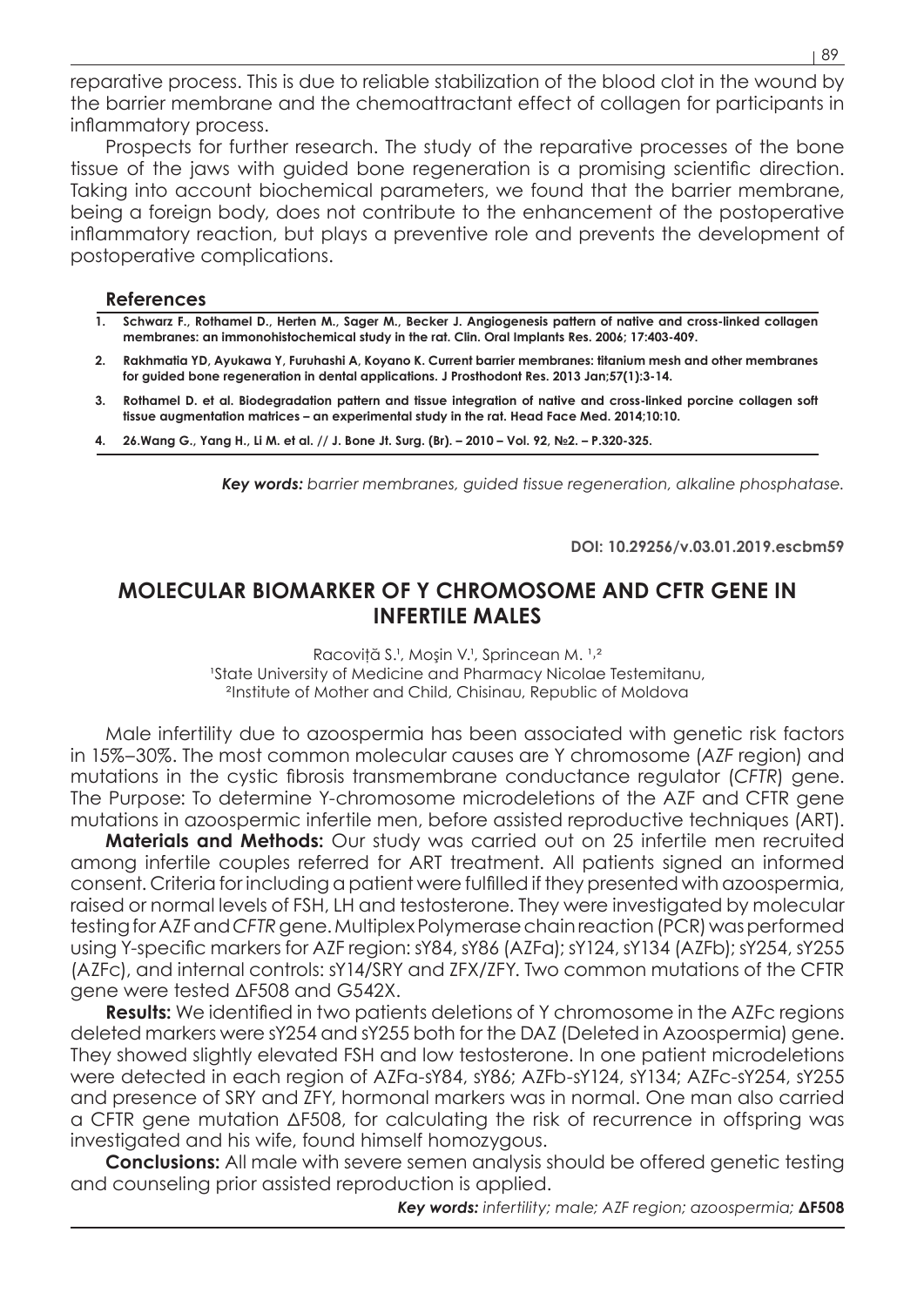reparative process. This is due to reliable stabilization of the blood clot in the wound by the barrier membrane and the chemoattractant effect of collagen for participants in inflammatory process.

Prospects for further research. The study of the reparative processes of the bone tissue of the jaws with guided bone regeneration is a promising scientific direction. Taking into account biochemical parameters, we found that the barrier membrane, being a foreign body, does not contribute to the enhancement of the postoperative inflammatory reaction, but plays a preventive role and prevents the development of postoperative complications.

### References

1. **Schwarz F., Rothamel D., Herten M., Sager M., Becker J. Angiogenesis pattern of native and cross-linked collagen membranes: an immonohistochemical study in the rat. Clin. Oral Implants Res. 2006; 17:403-409.**
2. **Rakhmatia YD, Ayukawa Y, Furuhashi A, Koyano K. Current barrier membranes: titanium mesh and other membranes for guided bone regeneration in dental applications. J Prosthodont Res. 2013 Jan;57(1):3-14.**
3. **Rothamel D. et al. Biodegradation pattern and tissue integration of native and cross-linked porcine collagen soft tissue augmentation matrices – an experimental study in the rat. Head Face Med. 2014;10:10.**
4. **26.Wang G., Yang H., Li M. et al. // J. Bone Jt. Surg. (Br). – 2010 – Vol. 92, №2. – P.320-325.**

***Key words:*** *barrier membranes, guided tissue regeneration, alkaline phosphatase.*

**DOI: 10.29256/v.03.01.2019.escbm59**

## MOLECULAR BIOMARKER OF Y CHROMOSOME AND CFTR GENE IN INFERTILE MALES

Racoviță S.[1], Moşin V.[1], Sprincean M. [1,2]
[1]State University of Medicine and Pharmacy Nicolae Testemitanu,
[2]Institute of Mother and Child, Chisinau, Republic of Moldova

Male infertility due to azoospermia has been associated with genetic risk factors in 15%–30%. The most common molecular causes are Y chromosome (*AZF* region) and mutations in the cystic fibrosis transmembrane conductance regulator (*CFTR*) gene. The Purpose: To determine Y-chromosome microdeletions of the AZF and CFTR gene mutations in azoospermic infertile men, before assisted reproductive techniques (ART).

**Materials and Methods:** Our study was carried out on 25 infertile men recruited among infertile couples referred for ART treatment. All patients signed an informed consent. Criteria for including a patient were fulfilled if they presented with azoospermia, raised or normal levels of FSH, LH and testosterone. They were investigated by molecular testing for AZF and *CFTR* gene. Multiplex Polymerase chain reaction (PCR) was performed using Y-specific markers for AZF region: sY84, sY86 (AZFa); sY124, sY134 (AZFb); sY254, sY255 (AZFc), and internal controls: sY14/SRY and ZFX/ZFY. Two common mutations of the CFTR gene were tested ΔF508 and G542X.

**Results:** We identified in two patients deletions of Y chromosome in the AZFc regions deleted markers were sY254 and sY255 both for the DAZ (Deleted in Azoospermia) gene. They showed slightly elevated FSH and low testosterone. In one patient microdeletions were detected in each region of AZFa-sY84, sY86; AZFb-sY124, sY134; AZFc-sY254, sY255 and presence of SRY and ZFY, hormonal markers was in normal. One man also carried a CFTR gene mutation ΔF508, for calculating the risk of recurrence in offspring was investigated and his wife, found himself homozygous.

**Conclusions:** All male with severe semen analysis should be offered genetic testing and counseling prior assisted reproduction is applied.

***Key words:*** *infertility; male; AZF region; azoospermia;* ***ΔF508***